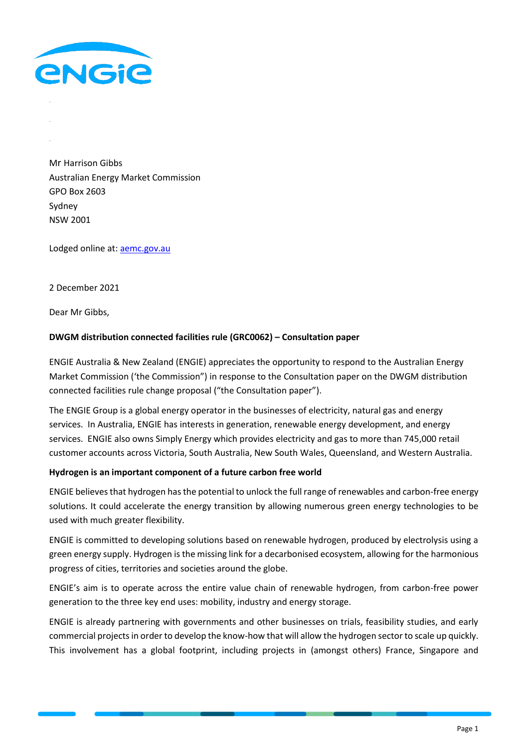Mr Harrison Gibbs
Australian Energy Market Commission
GPO Box 2603
Sydney
NSW 2001

Lodged online at: aemc.gov.au

2 December 2021

Dear Mr Gibbs,

**DWGM distribution connected facilities rule (GRC0062) – Consultation paper**

ENGIE Australia & New Zealand (ENGIE) appreciates the opportunity to respond to the Australian Energy Market Commission ('the Commission") in response to the Consultation paper on the DWGM distribution connected facilities rule change proposal ("the Consultation paper").

The ENGIE Group is a global energy operator in the businesses of electricity, natural gas and energy services. In Australia, ENGIE has interests in generation, renewable energy development, and energy services. ENGIE also owns Simply Energy which provides electricity and gas to more than 745,000 retail customer accounts across Victoria, South Australia, New South Wales, Queensland, and Western Australia.

**Hydrogen is an important component of a future carbon free world**

ENGIE believes that hydrogen has the potential to unlock the full range of renewables and carbon-free energy solutions. It could accelerate the energy transition by allowing numerous green energy technologies to be used with much greater flexibility.

ENGIE is committed to developing solutions based on renewable hydrogen, produced by electrolysis using a green energy supply. Hydrogen is the missing link for a decarbonised ecosystem, allowing for the harmonious progress of cities, territories and societies around the globe.

ENGIE's aim is to operate across the entire value chain of renewable hydrogen, from carbon-free power generation to the three key end uses: mobility, industry and energy storage.

ENGIE is already partnering with governments and other businesses on trials, feasibility studies, and early commercial projects in order to develop the know-how that will allow the hydrogen sector to scale up quickly. This involvement has a global footprint, including projects in (amongst others) France, Singapore and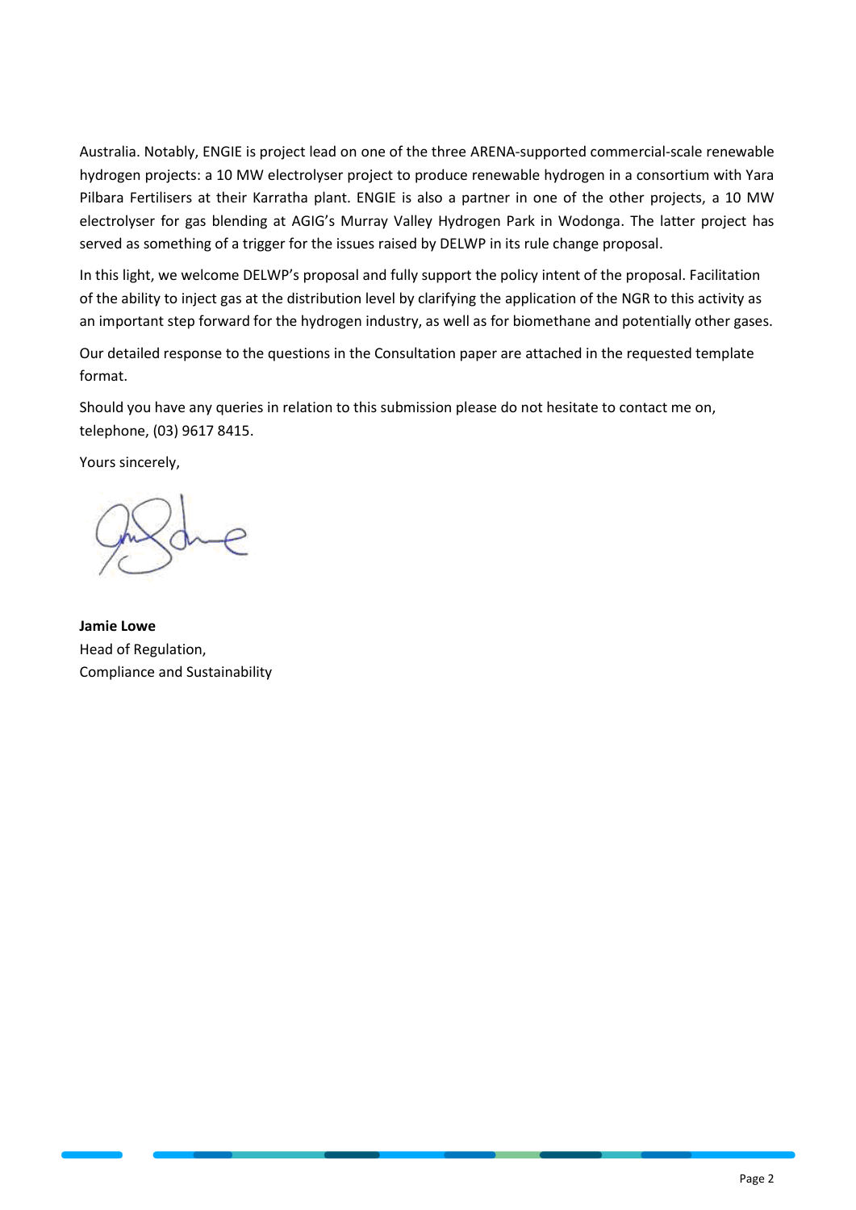Australia. Notably, ENGIE is project lead on one of the three ARENA-supported commercial-scale renewable hydrogen projects: a 10 MW electrolyser project to produce renewable hydrogen in a consortium with Yara Pilbara Fertilisers at their Karratha plant. ENGIE is also a partner in one of the other projects, a 10 MW electrolyser for gas blending at AGIG's Murray Valley Hydrogen Park in Wodonga. The latter project has served as something of a trigger for the issues raised by DELWP in its rule change proposal.

In this light, we welcome DELWP's proposal and fully support the policy intent of the proposal. Facilitation of the ability to inject gas at the distribution level by clarifying the application of the NGR to this activity as an important step forward for the hydrogen industry, as well as for biomethane and potentially other gases.

Our detailed response to the questions in the Consultation paper are attached in the requested template format.

Should you have any queries in relation to this submission please do not hesitate to contact me on, telephone, (03) 9617 8415.

Yours sincerely,

**Jamie Lowe**
Head of Regulation,
Compliance and Sustainability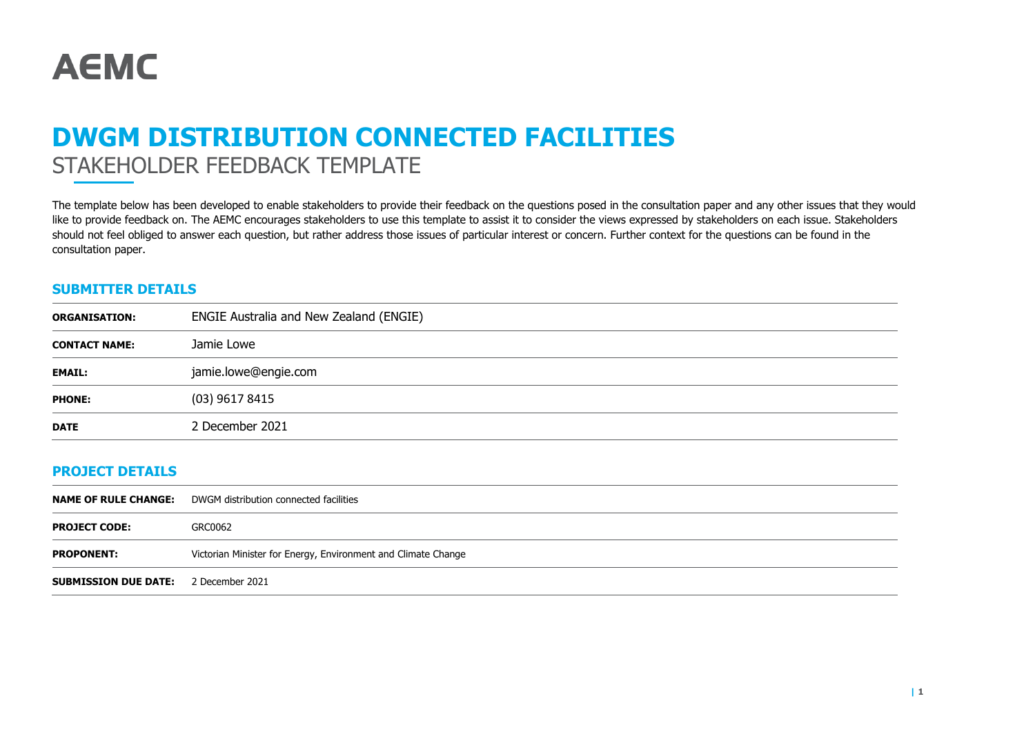# AEMC

# DWGM DISTRIBUTION CONNECTED FACILITIES

STAKEHOLDER FEEDBACK TEMPLATE

The template below has been developed to enable stakeholders to provide their feedback on the questions posed in the consultation paper and any other issues that they would like to provide feedback on. The AEMC encourages stakeholders to use this template to assist it to consider the views expressed by stakeholders on each issue. Stakeholders should not feel obliged to answer each question, but rather address those issues of particular interest or concern. Further context for the questions can be found in the consultation paper.

## SUBMITTER DETAILS

| | |
|---|---|
| **ORGANISATION:** | ENGIE Australia and New Zealand (ENGIE) |
| **CONTACT NAME:** | Jamie Lowe |
| **EMAIL:** | jamie.lowe@engie.com |
| **PHONE:** | (03) 9617 8415 |
| **DATE** | 2 December 2021 |

## PROJECT DETAILS

| | |
|---|---|
| **NAME OF RULE CHANGE:** | DWGM distribution connected facilities |
| **PROJECT CODE:** | GRC0062 |
| **PROPONENT:** | Victorian Minister for Energy, Environment and Climate Change |
| **SUBMISSION DUE DATE:** | 2 December 2021 |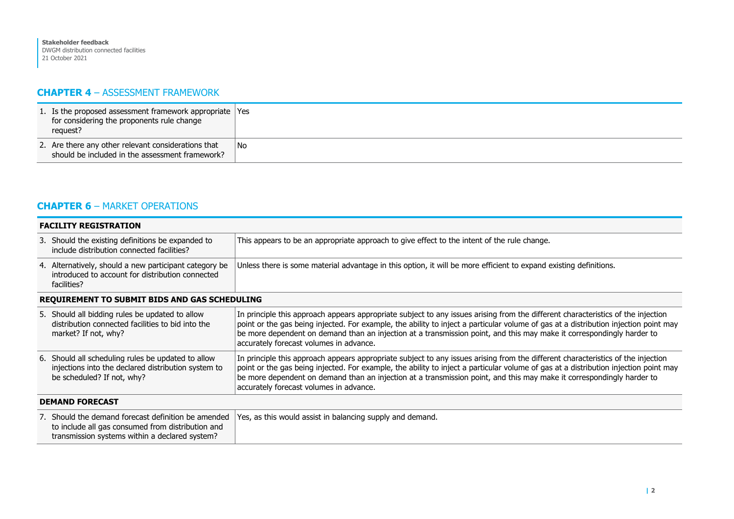## **CHAPTER 4** – ASSESSMENT FRAMEWORK

| | |
|---|---|
| 1. Is the proposed assessment framework appropriate for considering the proponents rule change request? | Yes |
| 2. Are there any other relevant considerations that should be included in the assessment framework? | No |

## **CHAPTER 6** – MARKET OPERATIONS

| | |
|---|---|
| **FACILITY REGISTRATION** | |
| 3. Should the existing definitions be expanded to include distribution connected facilities? | This appears to be an appropriate approach to give effect to the intent of the rule change. |
| 4. Alternatively, should a new participant category be introduced to account for distribution connected facilities? | Unless there is some material advantage in this option, it will be more efficient to expand existing definitions. |
| **REQUIREMENT TO SUBMIT BIDS AND GAS SCHEDULING** | |
| 5. Should all bidding rules be updated to allow distribution connected facilities to bid into the market? If not, why? | In principle this approach appears appropriate subject to any issues arising from the different characteristics of the injection point or the gas being injected. For example, the ability to inject a particular volume of gas at a distribution injection point may be more dependent on demand than an injection at a transmission point, and this may make it correspondingly harder to accurately forecast volumes in advance. |
| 6. Should all scheduling rules be updated to allow injections into the declared distribution system to be scheduled? If not, why? | In principle this approach appears appropriate subject to any issues arising from the different characteristics of the injection point or the gas being injected. For example, the ability to inject a particular volume of gas at a distribution injection point may be more dependent on demand than an injection at a transmission point, and this may make it correspondingly harder to accurately forecast volumes in advance. |
| **DEMAND FORECAST** | |
| 7. Should the demand forecast definition be amended to include all gas consumed from distribution and transmission systems within a declared system? | Yes, as this would assist in balancing supply and demand. |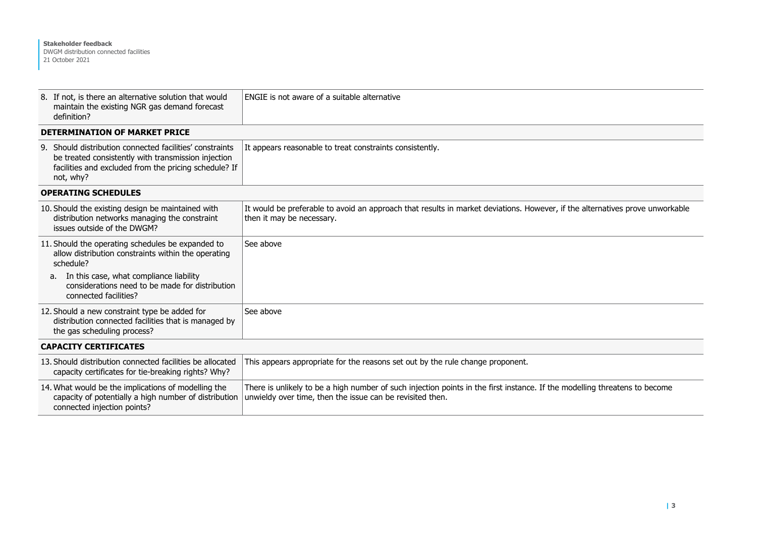| | |
|---|---|
| 8. If not, is there an alternative solution that would maintain the existing NGR gas demand forecast definition? | ENGIE is not aware of a suitable alternative |
| **DETERMINATION OF MARKET PRICE** | |
| 9. Should distribution connected facilities' constraints be treated consistently with transmission injection facilities and excluded from the pricing schedule? If not, why? | It appears reasonable to treat constraints consistently. |
| **OPERATING SCHEDULES** | |
| 10. Should the existing design be maintained with distribution networks managing the constraint issues outside of the DWGM? | It would be preferable to avoid an approach that results in market deviations. However, if the alternatives prove unworkable then it may be necessary. |
| 11. Should the operating schedules be expanded to allow distribution constraints within the operating schedule? <br> a. In this case, what compliance liability considerations need to be made for distribution connected facilities? | See above |
| 12. Should a new constraint type be added for distribution connected facilities that is managed by the gas scheduling process? | See above |
| **CAPACITY CERTIFICATES** | |
| 13. Should distribution connected facilities be allocated capacity certificates for tie-breaking rights? Why? | This appears appropriate for the reasons set out by the rule change proponent. |
| 14. What would be the implications of modelling the capacity of potentially a high number of distribution connected injection points? | There is unlikely to be a high number of such injection points in the first instance. If the modelling threatens to become unwieldy over time, then the issue can be revisited then. |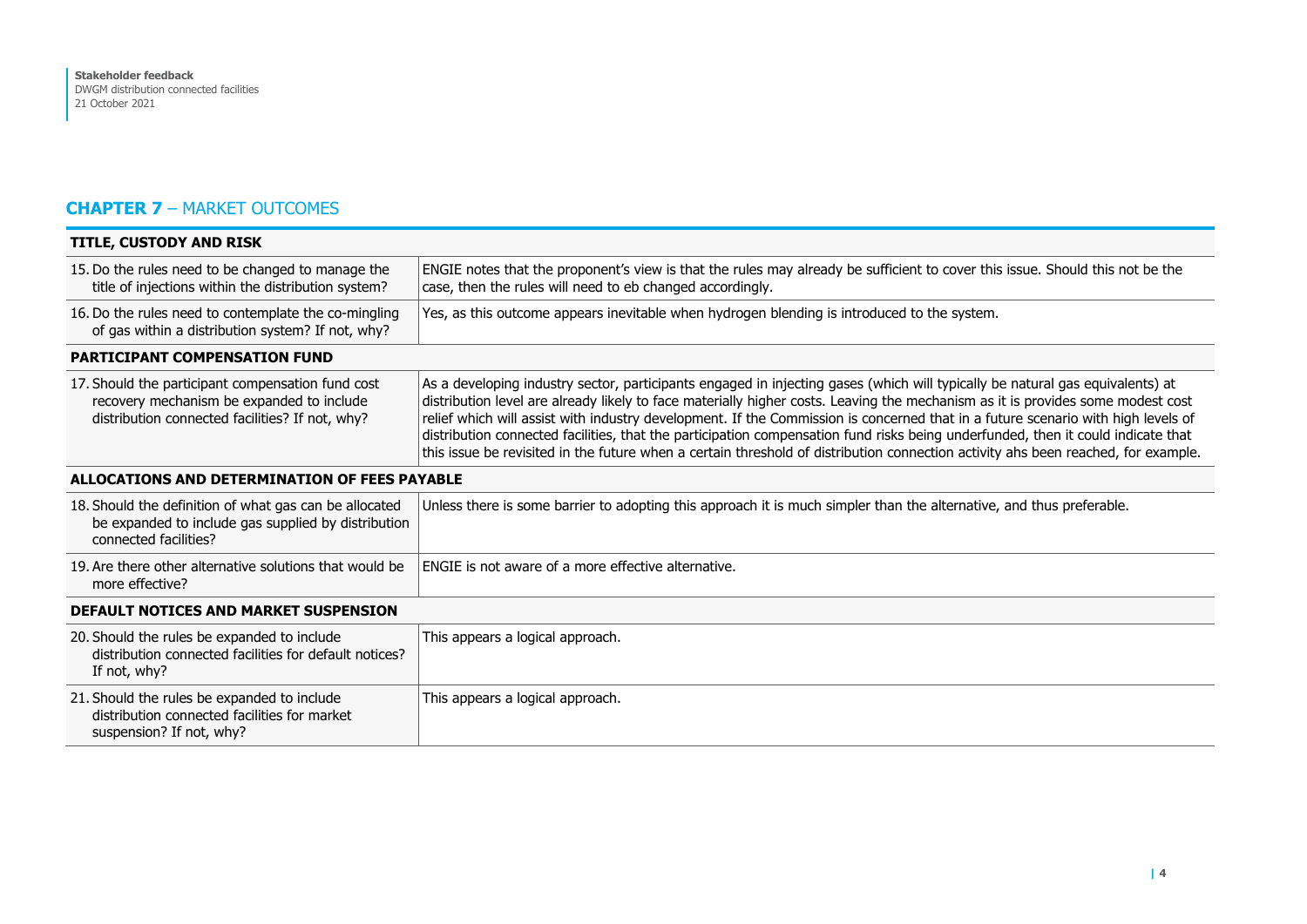## **CHAPTER 7** – MARKET OUTCOMES

| **TITLE, CUSTODY AND RISK** | |
|---|---|
| 15. Do the rules need to be changed to manage the title of injections within the distribution system? | ENGIE notes that the proponent's view is that the rules may already be sufficient to cover this issue. Should this not be the case, then the rules will need to eb changed accordingly. |
| 16. Do the rules need to contemplate the co-mingling of gas within a distribution system? If not, why? | Yes, as this outcome appears inevitable when hydrogen blending is introduced to the system. |
| **PARTICIPANT COMPENSATION FUND** | |
| 17. Should the participant compensation fund cost recovery mechanism be expanded to include distribution connected facilities? If not, why? | As a developing industry sector, participants engaged in injecting gases (which will typically be natural gas equivalents) at distribution level are already likely to face materially higher costs. Leaving the mechanism as it is provides some modest cost relief which will assist with industry development. If the Commission is concerned that in a future scenario with high levels of distribution connected facilities, that the participation compensation fund risks being underfunded, then it could indicate that this issue be revisited in the future when a certain threshold of distribution connection activity ahs been reached, for example. |
| **ALLOCATIONS AND DETERMINATION OF FEES PAYABLE** | |
| 18. Should the definition of what gas can be allocated be expanded to include gas supplied by distribution connected facilities? | Unless there is some barrier to adopting this approach it is much simpler than the alternative, and thus preferable. |
| 19. Are there other alternative solutions that would be more effective? | ENGIE is not aware of a more effective alternative. |
| **DEFAULT NOTICES AND MARKET SUSPENSION** | |
| 20. Should the rules be expanded to include distribution connected facilities for default notices? If not, why? | This appears a logical approach. |
| 21. Should the rules be expanded to include distribution connected facilities for market suspension? If not, why? | This appears a logical approach. |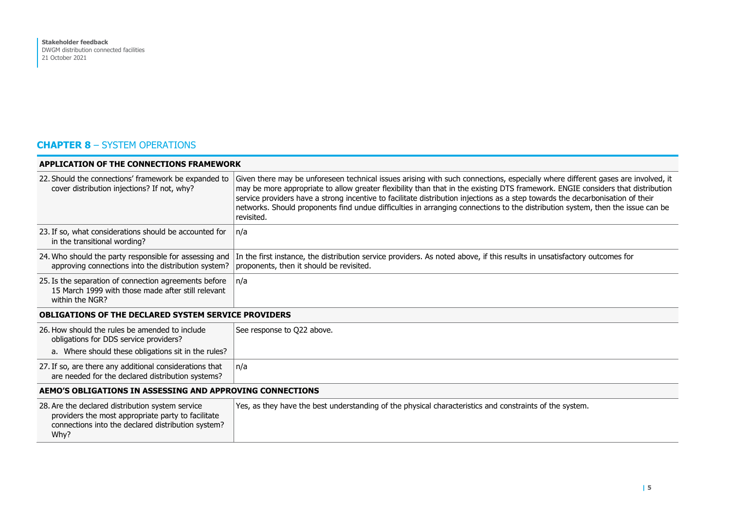## CHAPTER 8 – SYSTEM OPERATIONS

| APPLICATION OF THE CONNECTIONS FRAMEWORK | |
|---|---|
| 22. Should the connections' framework be expanded to cover distribution injections? If not, why? | Given there may be unforeseen technical issues arising with such connections, especially where different gases are involved, it may be more appropriate to allow greater flexibility than that in the existing DTS framework. ENGIE considers that distribution service providers have a strong incentive to facilitate distribution injections as a step towards the decarbonisation of their networks. Should proponents find undue difficulties in arranging connections to the distribution system, then the issue can be revisited. |
| 23. If so, what considerations should be accounted for in the transitional wording? | n/a |
| 24. Who should the party responsible for assessing and approving connections into the distribution system? | In the first instance, the distribution service providers. As noted above, if this results in unsatisfactory outcomes for proponents, then it should be revisited. |
| 25. Is the separation of connection agreements before 15 March 1999 with those made after still relevant within the NGR? | n/a |
| **OBLIGATIONS OF THE DECLARED SYSTEM SERVICE PROVIDERS** | |
| 26. How should the rules be amended to include obligations for DDS service providers?<br>a. Where should these obligations sit in the rules? | See response to Q22 above. |
| 27. If so, are there any additional considerations that are needed for the declared distribution systems? | n/a |
| **AEMO'S OBLIGATIONS IN ASSESSING AND APPROVING CONNECTIONS** | |
| 28. Are the declared distribution system service providers the most appropriate party to facilitate connections into the declared distribution system? Why? | Yes, as they have the best understanding of the physical characteristics and constraints of the system. |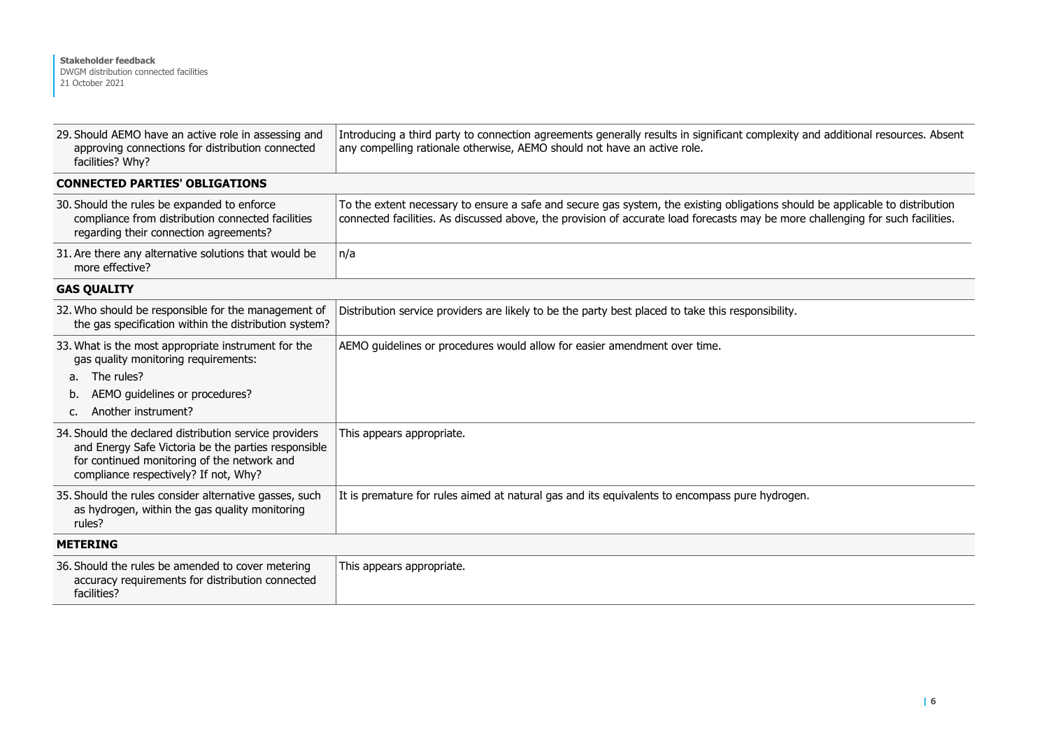| | |
|---|---|
| 29. Should AEMO have an active role in assessing and approving connections for distribution connected facilities? Why? | Introducing a third party to connection agreements generally results in significant complexity and additional resources. Absent any compelling rationale otherwise, AEMO should not have an active role. |
| **CONNECTED PARTIES' OBLIGATIONS** | |
| 30. Should the rules be expanded to enforce compliance from distribution connected facilities regarding their connection agreements? | To the extent necessary to ensure a safe and secure gas system, the existing obligations should be applicable to distribution connected facilities. As discussed above, the provision of accurate load forecasts may be more challenging for such facilities. |
| 31. Are there any alternative solutions that would be more effective? | n/a |
| **GAS QUALITY** | |
| 32. Who should be responsible for the management of the gas specification within the distribution system? | Distribution service providers are likely to be the party best placed to take this responsibility. |
| 33. What is the most appropriate instrument for the gas quality monitoring requirements:<br>a. The rules?<br>b. AEMO guidelines or procedures?<br>c. Another instrument? | AEMO guidelines or procedures would allow for easier amendment over time. |
| 34. Should the declared distribution service providers and Energy Safe Victoria be the parties responsible for continued monitoring of the network and compliance respectively? If not, Why? | This appears appropriate. |
| 35. Should the rules consider alternative gasses, such as hydrogen, within the gas quality monitoring rules? | It is premature for rules aimed at natural gas and its equivalents to encompass pure hydrogen. |
| **METERING** | |
| 36. Should the rules be amended to cover metering accuracy requirements for distribution connected facilities? | This appears appropriate. |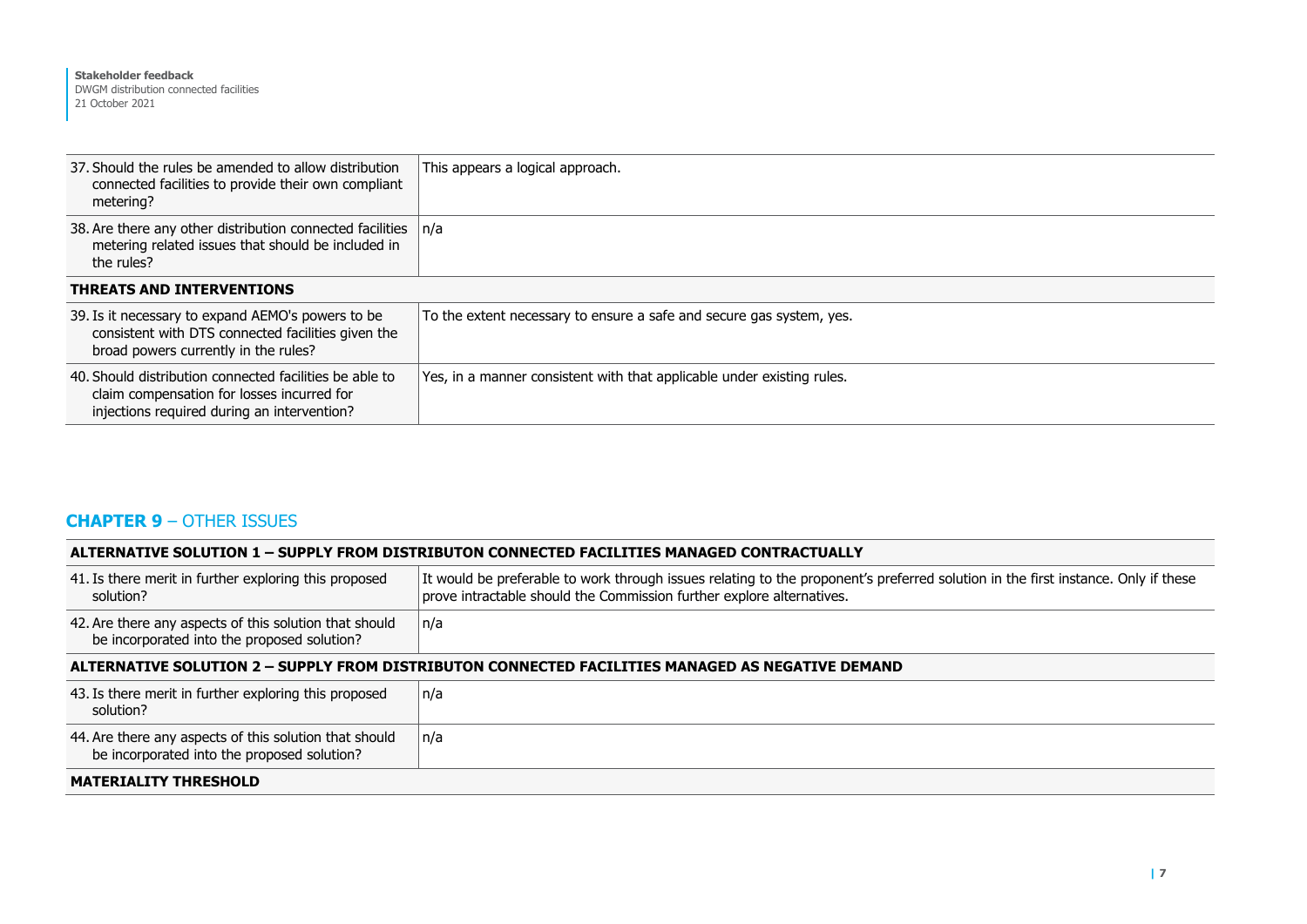| | |
|---|---|
| 37. Should the rules be amended to allow distribution connected facilities to provide their own compliant metering? | This appears a logical approach. |
| 38. Are there any other distribution connected facilities metering related issues that should be included in the rules? | n/a |
| **THREATS AND INTERVENTIONS** | |
| 39. Is it necessary to expand AEMO's powers to be consistent with DTS connected facilities given the broad powers currently in the rules? | To the extent necessary to ensure a safe and secure gas system, yes. |
| 40. Should distribution connected facilities be able to claim compensation for losses incurred for injections required during an intervention? | Yes, in a manner consistent with that applicable under existing rules. |

## **CHAPTER 9** – OTHER ISSUES

| | |
|---|---|
| **ALTERNATIVE SOLUTION 1 – SUPPLY FROM DISTRIBUTON CONNECTED FACILITIES MANAGED CONTRACTUALLY** | |
| 41. Is there merit in further exploring this proposed solution? | It would be preferable to work through issues relating to the proponent's preferred solution in the first instance. Only if these prove intractable should the Commission further explore alternatives. |
| 42. Are there any aspects of this solution that should be incorporated into the proposed solution? | n/a |
| **ALTERNATIVE SOLUTION 2 – SUPPLY FROM DISTRIBUTON CONNECTED FACILITIES MANAGED AS NEGATIVE DEMAND** | |
| 43. Is there merit in further exploring this proposed solution? | n/a |
| 44. Are there any aspects of this solution that should be incorporated into the proposed solution? | n/a |
| **MATERIALITY THRESHOLD** | |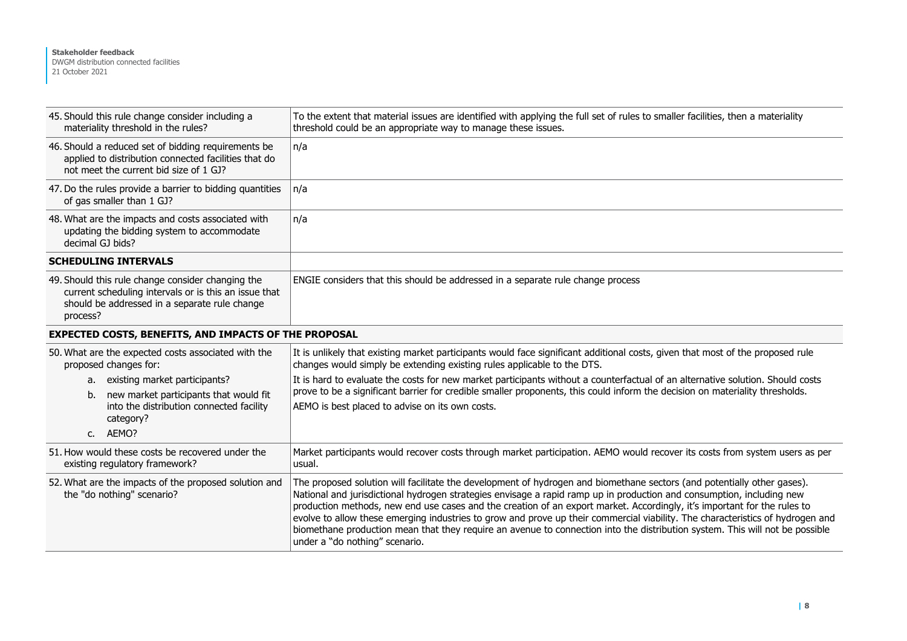| | |
|---|---|
| 45. Should this rule change consider including a materiality threshold in the rules? | To the extent that material issues are identified with applying the full set of rules to smaller facilities, then a materiality threshold could be an appropriate way to manage these issues. |
| 46. Should a reduced set of bidding requirements be applied to distribution connected facilities that do not meet the current bid size of 1 GJ? | n/a |
| 47. Do the rules provide a barrier to bidding quantities of gas smaller than 1 GJ? | n/a |
| 48. What are the impacts and costs associated with updating the bidding system to accommodate decimal GJ bids? | n/a |
| **SCHEDULING INTERVALS** | |
| 49. Should this rule change consider changing the current scheduling intervals or is this an issue that should be addressed in a separate rule change process? | ENGIE considers that this should be addressed in a separate rule change process |
| **EXPECTED COSTS, BENEFITS, AND IMPACTS OF THE PROPOSAL** | |
| 50. What are the expected costs associated with the proposed changes for: a. existing market participants? b. new market participants that would fit into the distribution connected facility category? c. AEMO? | It is unlikely that existing market participants would face significant additional costs, given that most of the proposed rule changes would simply be extending existing rules applicable to the DTS. It is hard to evaluate the costs for new market participants without a counterfactual of an alternative solution. Should costs prove to be a significant barrier for credible smaller proponents, this could inform the decision on materiality thresholds. AEMO is best placed to advise on its own costs. |
| 51. How would these costs be recovered under the existing regulatory framework? | Market participants would recover costs through market participation. AEMO would recover its costs from system users as per usual. |
| 52. What are the impacts of the proposed solution and the "do nothing" scenario? | The proposed solution will facilitate the development of hydrogen and biomethane sectors (and potentially other gases). National and jurisdictional hydrogen strategies envisage a rapid ramp up in production and consumption, including new production methods, new end use cases and the creation of an export market. Accordingly, it's important for the rules to evolve to allow these emerging industries to grow and prove up their commercial viability. The characteristics of hydrogen and biomethane production mean that they require an avenue to connection into the distribution system. This will not be possible under a "do nothing" scenario. |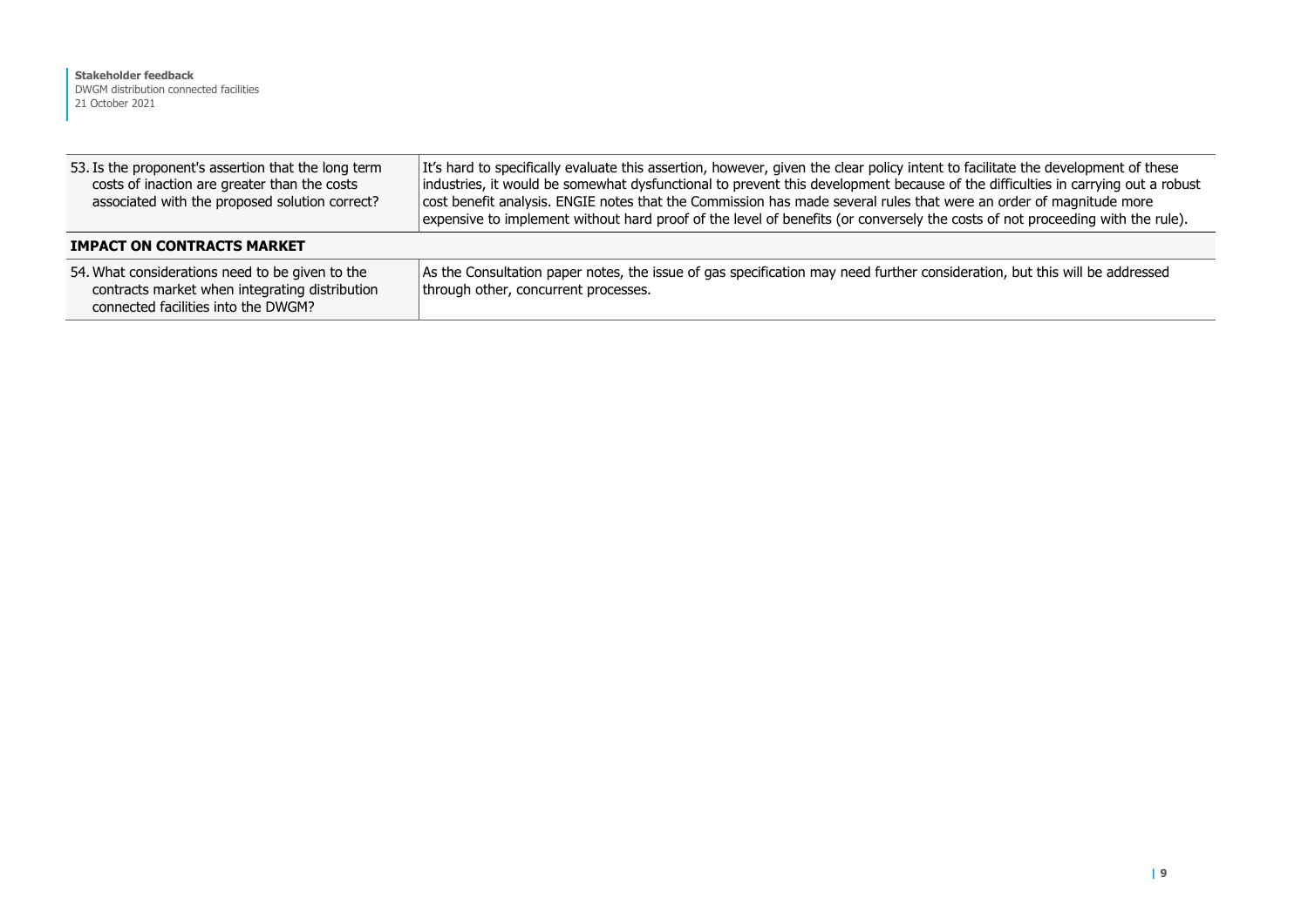| | |
|---|---|
| 53. Is the proponent's assertion that the long term costs of inaction are greater than the costs associated with the proposed solution correct? | It's hard to specifically evaluate this assertion, however, given the clear policy intent to facilitate the development of these industries, it would be somewhat dysfunctional to prevent this development because of the difficulties in carrying out a robust cost benefit analysis. ENGIE notes that the Commission has made several rules that were an order of magnitude more expensive to implement without hard proof of the level of benefits (or conversely the costs of not proceeding with the rule). |
| **IMPACT ON CONTRACTS MARKET** | |
| 54. What considerations need to be given to the contracts market when integrating distribution connected facilities into the DWGM? | As the Consultation paper notes, the issue of gas specification may need further consideration, but this will be addressed through other, concurrent processes. |